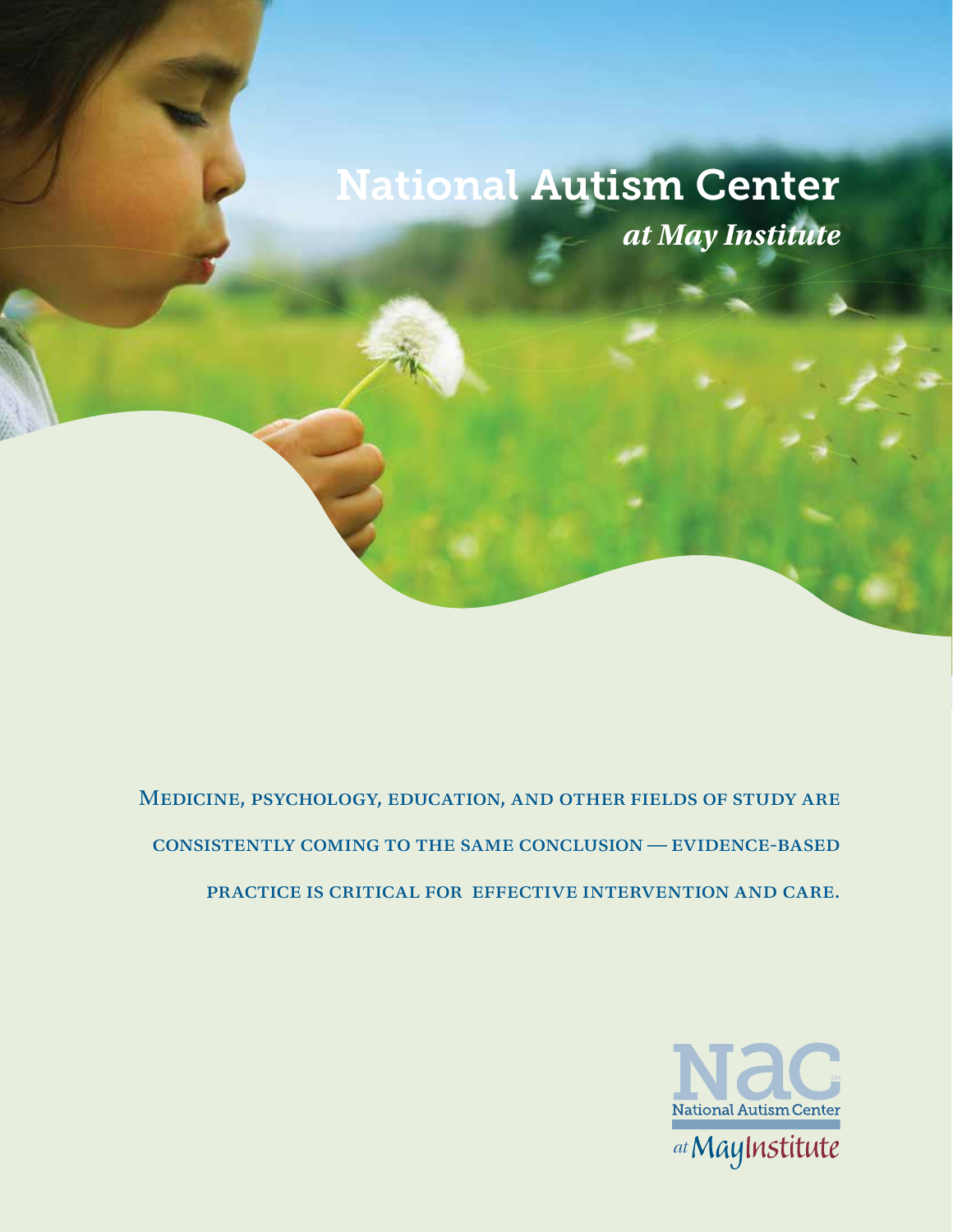# National Autism Center

*at May Institute*

Medicine, psychology, education, and other fields of study are consistently coming to the same conclusion — evidence-based practice is critical for effective intervention and care.

NAC
National Autism Center
at May Institute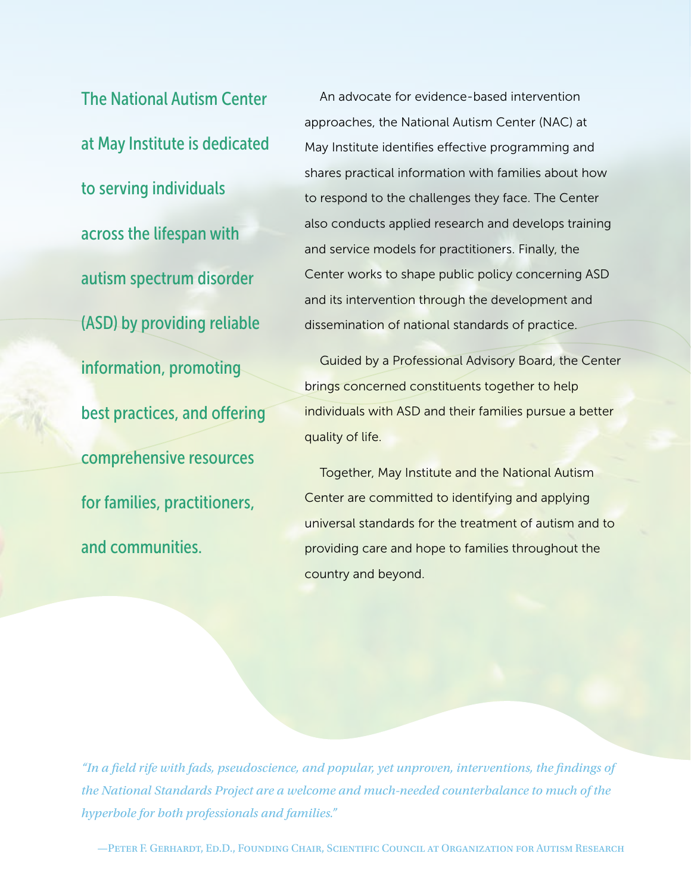**The National Autism Center at May Institute is dedicated to serving individuals across the lifespan with autism spectrum disorder (ASD) by providing reliable information, promoting best practices, and offering comprehensive resources for families, practitioners, and communities.**

An advocate for evidence-based intervention approaches, the National Autism Center (NAC) at May Institute identifies effective programming and shares practical information with families about how to respond to the challenges they face. The Center also conducts applied research and develops training and service models for practitioners. Finally, the Center works to shape public policy concerning ASD and its intervention through the development and dissemination of national standards of practice.

Guided by a Professional Advisory Board, the Center brings concerned constituents together to help individuals with ASD and their families pursue a better quality of life.

Together, May Institute and the National Autism Center are committed to identifying and applying universal standards for the treatment of autism and to providing care and hope to families throughout the country and beyond.

*"In a field rife with fads, pseudoscience, and popular, yet unproven, interventions, the findings of the National Standards Project are a welcome and much-needed counterbalance to much of the hyperbole for both professionals and families."*

—Peter F. Gerhardt, Ed.D., Founding Chair, Scientific Council at Organization for Autism Research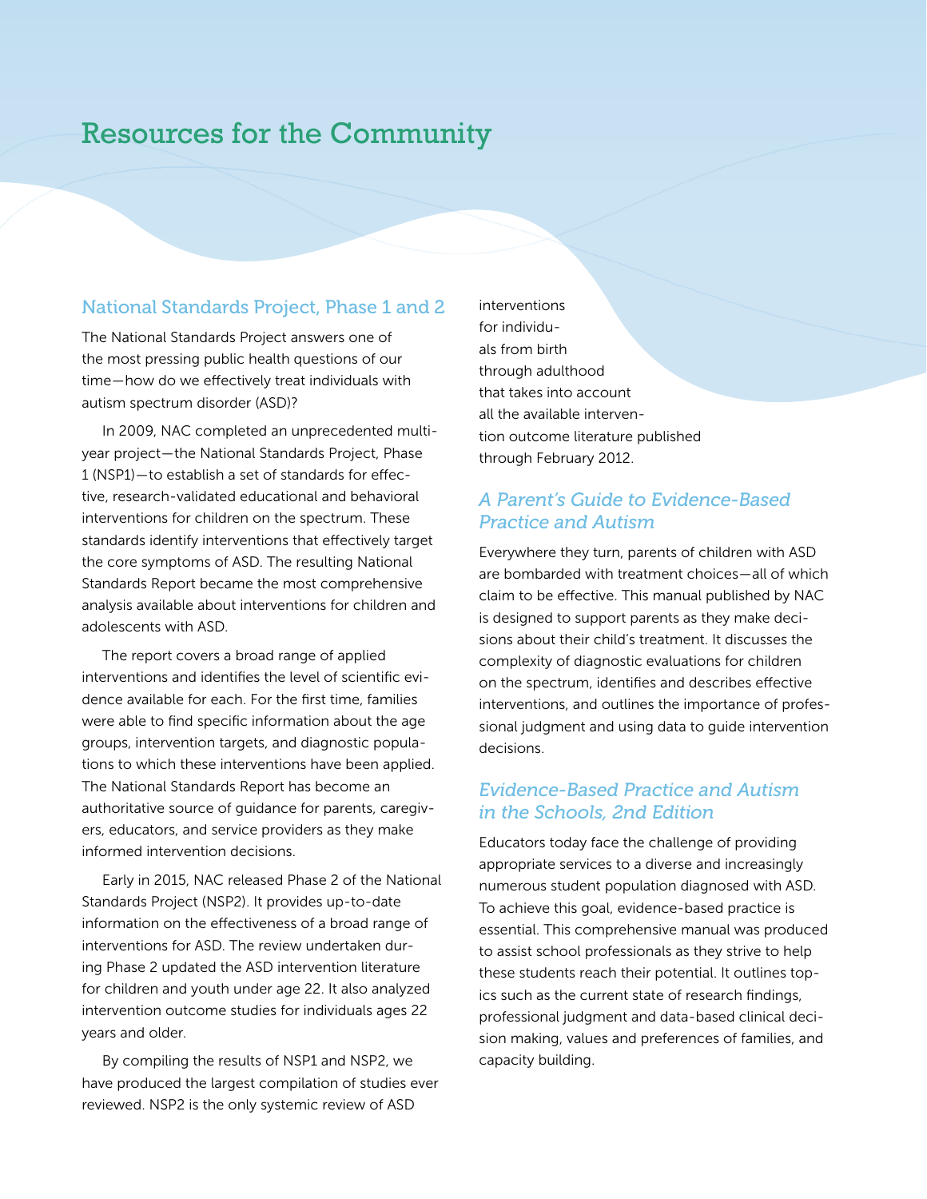# Resources for the Community

## National Standards Project, Phase 1 and 2

The National Standards Project answers one of the most pressing public health questions of our time—how do we effectively treat individuals with autism spectrum disorder (ASD)?

In 2009, NAC completed an unprecedented multi-year project—the National Standards Project, Phase 1 (NSP1)—to establish a set of standards for effective, research-validated educational and behavioral interventions for children on the spectrum. These standards identify interventions that effectively target the core symptoms of ASD. The resulting National Standards Report became the most comprehensive analysis available about interventions for children and adolescents with ASD.

The report covers a broad range of applied interventions and identifies the level of scientific evidence available for each. For the first time, families were able to find specific information about the age groups, intervention targets, and diagnostic populations to which these interventions have been applied. The National Standards Report has become an authoritative source of guidance for parents, caregivers, educators, and service providers as they make informed intervention decisions.

Early in 2015, NAC released Phase 2 of the National Standards Project (NSP2). It provides up-to-date information on the effectiveness of a broad range of interventions for ASD. The review undertaken during Phase 2 updated the ASD intervention literature for children and youth under age 22. It also analyzed intervention outcome studies for individuals ages 22 years and older.

By compiling the results of NSP1 and NSP2, we have produced the largest compilation of studies ever reviewed. NSP2 is the only systemic review of ASD interventions for individuals from birth through adulthood that takes into account all the available intervention outcome literature published through February 2012.

## *A Parent's Guide to Evidence-Based Practice and Autism*

Everywhere they turn, parents of children with ASD are bombarded with treatment choices—all of which claim to be effective. This manual published by NAC is designed to support parents as they make decisions about their child's treatment. It discusses the complexity of diagnostic evaluations for children on the spectrum, identifies and describes effective interventions, and outlines the importance of professional judgment and using data to guide intervention decisions.

## *Evidence-Based Practice and Autism in the Schools, 2nd Edition*

Educators today face the challenge of providing appropriate services to a diverse and increasingly numerous student population diagnosed with ASD. To achieve this goal, evidence-based practice is essential. This comprehensive manual was produced to assist school professionals as they strive to help these students reach their potential. It outlines topics such as the current state of research findings, professional judgment and data-based clinical decision making, values and preferences of families, and capacity building.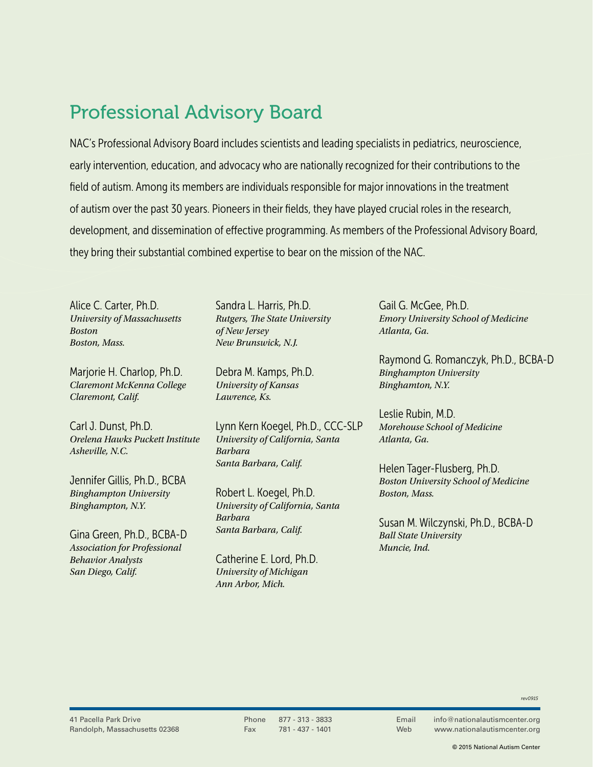## Professional Advisory Board

NAC's Professional Advisory Board includes scientists and leading specialists in pediatrics, neuroscience, early intervention, education, and advocacy who are nationally recognized for their contributions to the field of autism. Among its members are individuals responsible for major innovations in the treatment of autism over the past 30 years. Pioneers in their fields, they have played crucial roles in the research, development, and dissemination of effective programming. As members of the Professional Advisory Board, they bring their substantial combined expertise to bear on the mission of the NAC.

Alice C. Carter, Ph.D.  
*University of Massachusetts Boston*  
*Boston, Mass.*

Marjorie H. Charlop, Ph.D.  
*Claremont McKenna College*  
*Claremont, Calif.*

Carl J. Dunst, Ph.D.  
*Orelena Hawks Puckett Institute*  
*Asheville, N.C.*

Jennifer Gillis, Ph.D., BCBA  
*Binghampton University*  
*Binghampton, N.Y.*

Gina Green, Ph.D., BCBA-D  
*Association for Professional Behavior Analysts*  
*San Diego, Calif.*

Sandra L. Harris, Ph.D.  
*Rutgers, The State University of New Jersey*  
*New Brunswick, N.J.*

Debra M. Kamps, Ph.D.  
*University of Kansas*  
*Lawrence, Ks.*

Lynn Kern Koegel, Ph.D., CCC-SLP  
*University of California, Santa Barbara*  
*Santa Barbara, Calif.*

Robert L. Koegel, Ph.D.  
*University of California, Santa Barbara*  
*Santa Barbara, Calif.*

Catherine E. Lord, Ph.D.  
*University of Michigan*  
*Ann Arbor, Mich.*

Gail G. McGee, Ph.D.  
*Emory University School of Medicine*  
*Atlanta, Ga.*

Raymond G. Romanczyk, Ph.D., BCBA-D  
*Binghampton University*  
*Binghamton, N.Y.*

Leslie Rubin, M.D.  
*Morehouse School of Medicine*  
*Atlanta, Ga.*

Helen Tager-Flusberg, Ph.D.  
*Boston University School of Medicine*  
*Boston, Mass.*

Susan M. Wilczynski, Ph.D., BCBA-D  
*Ball State University*  
*Muncie, Ind.*

*rev0915*

41 Pacella Park Drive  
Randolph, Massachusetts 02368

Phone 877 - 313 - 3833  
Fax 781 - 437 - 1401

Email info@nationalautismcenter.org  
Web www.nationalautismcenter.org

© 2015 National Autism Center